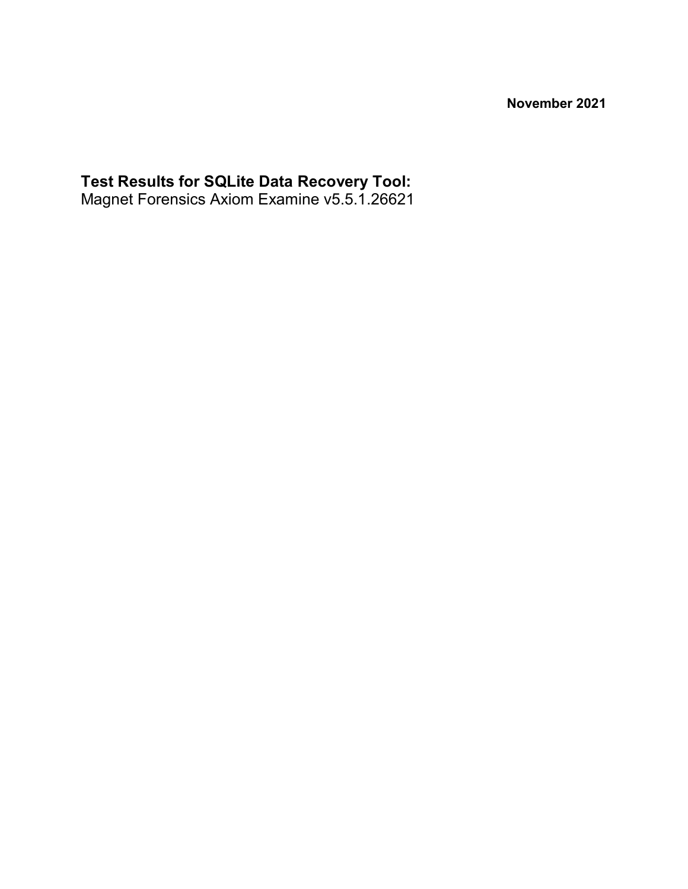**November 2021**

# Test Results for SQLite Data Recovery Tool:
Magnet Forensics Axiom Examine v5.5.1.26621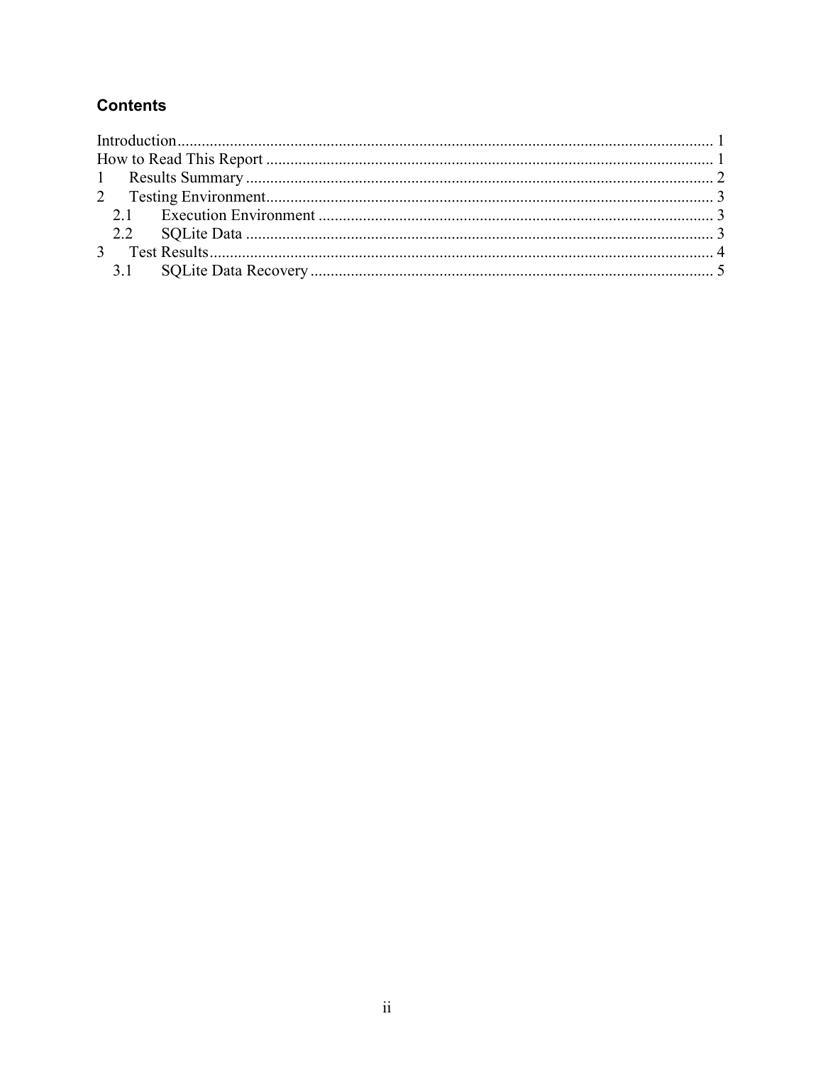## Contents

Introduction .................................................................................................................... 1
How to Read This Report ............................................................................................... 1
1 Results Summary ...................................................................................................... 2
2 Testing Environment .................................................................................................. 3
  2.1 Execution Environment ....................................................................................... 3
  2.2 SQLite Data ......................................................................................................... 3
3 Test Results ................................................................................................................ 4
  3.1 SQLite Data Recovery ......................................................................................... 5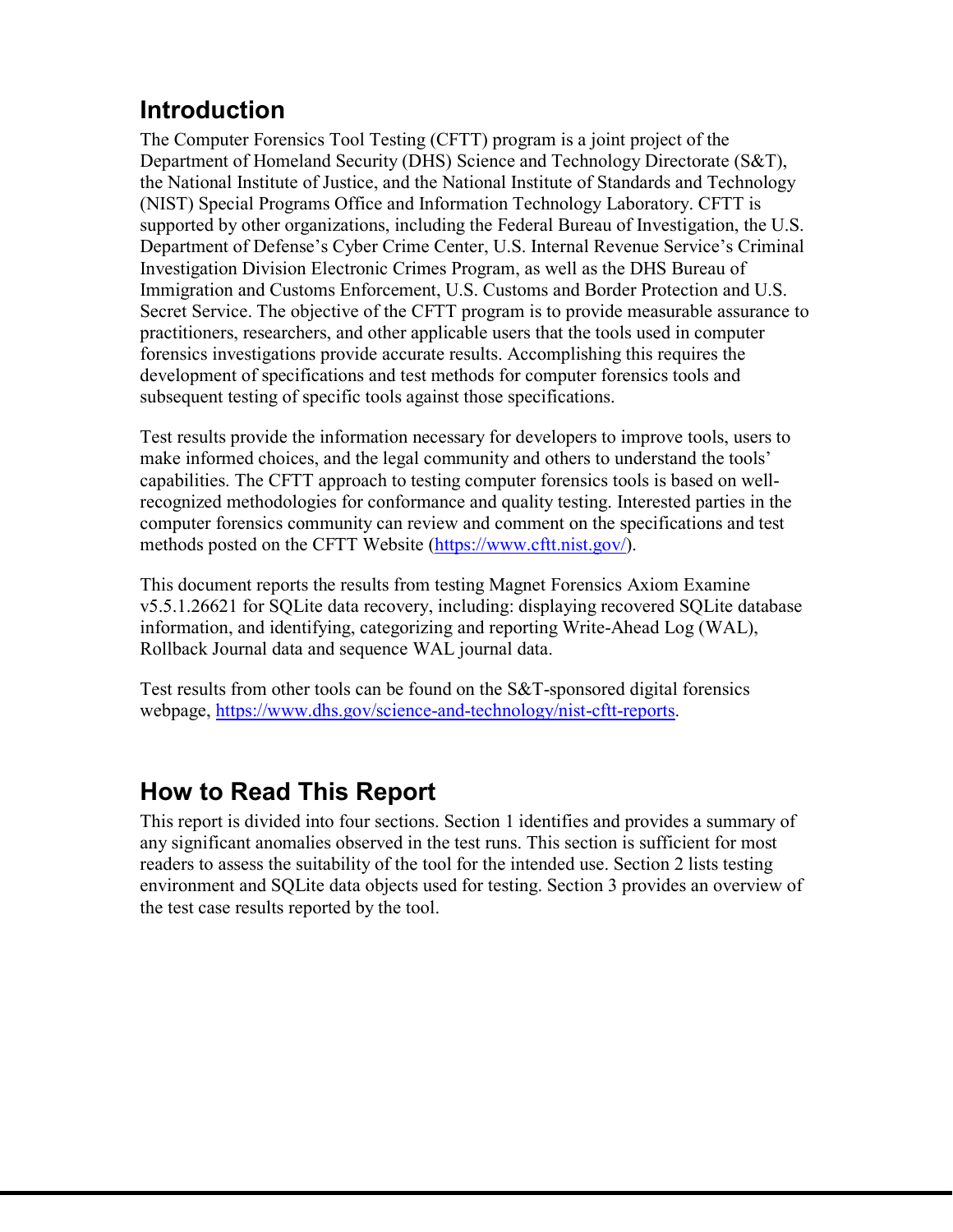## Introduction

The Computer Forensics Tool Testing (CFTT) program is a joint project of the Department of Homeland Security (DHS) Science and Technology Directorate (S&T), the National Institute of Justice, and the National Institute of Standards and Technology (NIST) Special Programs Office and Information Technology Laboratory. CFTT is supported by other organizations, including the Federal Bureau of Investigation, the U.S. Department of Defense's Cyber Crime Center, U.S. Internal Revenue Service's Criminal Investigation Division Electronic Crimes Program, as well as the DHS Bureau of Immigration and Customs Enforcement, U.S. Customs and Border Protection and U.S. Secret Service. The objective of the CFTT program is to provide measurable assurance to practitioners, researchers, and other applicable users that the tools used in computer forensics investigations provide accurate results. Accomplishing this requires the development of specifications and test methods for computer forensics tools and subsequent testing of specific tools against those specifications.

Test results provide the information necessary for developers to improve tools, users to make informed choices, and the legal community and others to understand the tools' capabilities. The CFTT approach to testing computer forensics tools is based on well-recognized methodologies for conformance and quality testing. Interested parties in the computer forensics community can review and comment on the specifications and test methods posted on the CFTT Website (https://www.cftt.nist.gov/).

This document reports the results from testing Magnet Forensics Axiom Examine v5.5.1.26621 for SQLite data recovery, including: displaying recovered SQLite database information, and identifying, categorizing and reporting Write-Ahead Log (WAL), Rollback Journal data and sequence WAL journal data.

Test results from other tools can be found on the S&T-sponsored digital forensics webpage, https://www.dhs.gov/science-and-technology/nist-cftt-reports.

## How to Read This Report

This report is divided into four sections. Section 1 identifies and provides a summary of any significant anomalies observed in the test runs. This section is sufficient for most readers to assess the suitability of the tool for the intended use. Section 2 lists testing environment and SQLite data objects used for testing. Section 3 provides an overview of the test case results reported by the tool.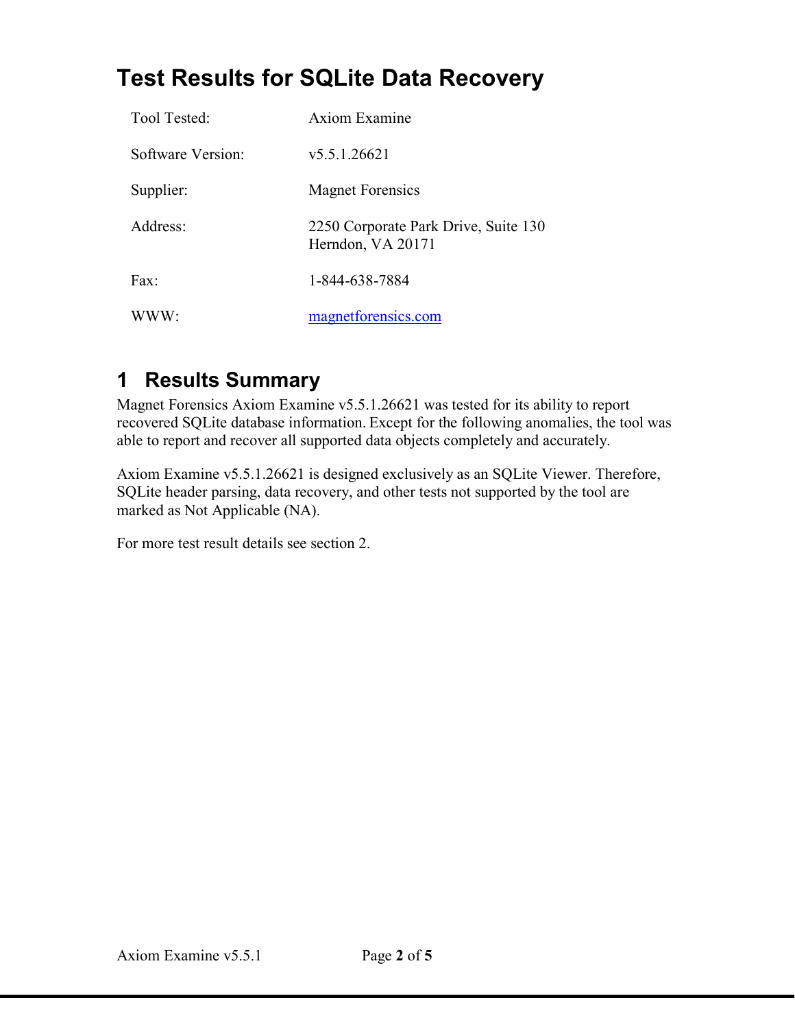# Test Results for SQLite Data Recovery

| Tool Tested: | Axiom Examine |
|---|---|
| Software Version: | v5.5.1.26621 |
| Supplier: | Magnet Forensics |
| Address: | 2250 Corporate Park Drive, Suite 130<br>Herndon, VA 20171 |
| Fax: | 1-844-638-7884 |
| WWW: | [magnetforensics.com](magnetforensics.com) |

## 1 Results Summary

Magnet Forensics Axiom Examine v5.5.1.26621 was tested for its ability to report recovered SQLite database information. Except for the following anomalies, the tool was able to report and recover all supported data objects completely and accurately.

Axiom Examine v5.5.1.26621 is designed exclusively as an SQLite Viewer. Therefore, SQLite header parsing, data recovery, and other tests not supported by the tool are marked as Not Applicable (NA).

For more test result details see section 2.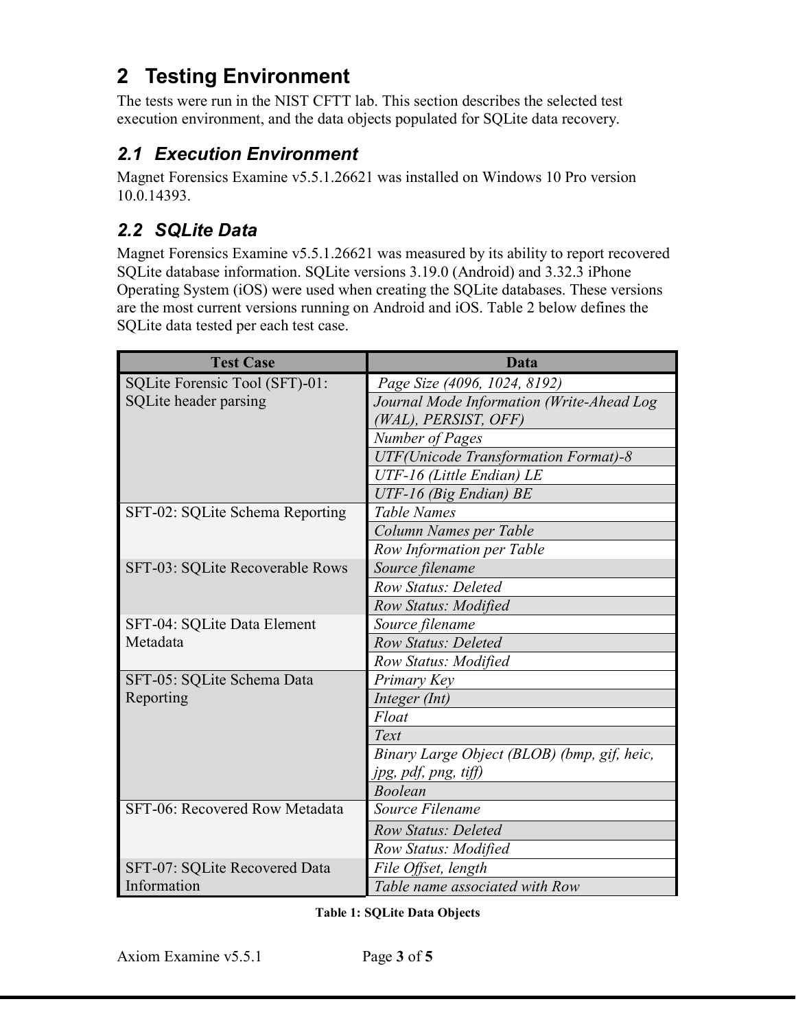# 2 Testing Environment

The tests were run in the NIST CFTT lab. This section describes the selected test execution environment, and the data objects populated for SQLite data recovery.

## 2.1 Execution Environment

Magnet Forensics Examine v5.5.1.26621 was installed on Windows 10 Pro version 10.0.14393.

## 2.2 SQLite Data

Magnet Forensics Examine v5.5.1.26621 was measured by its ability to report recovered SQLite database information. SQLite versions 3.19.0 (Android) and 3.32.3 iPhone Operating System (iOS) were used when creating the SQLite databases. These versions are the most current versions running on Android and iOS. Table 2 below defines the SQLite data tested per each test case.

| Test Case | Data |
|---|---|
| SQLite Forensic Tool (SFT)-01: SQLite header parsing | *Page Size (4096, 1024, 8192)* |
| | *Journal Mode Information (Write-Ahead Log (WAL), PERSIST, OFF)* |
| | *Number of Pages* |
| | *UTF(Unicode Transformation Format)-8* |
| | *UTF-16 (Little Endian) LE* |
| | *UTF-16 (Big Endian) BE* |
| SFT-02: SQLite Schema Reporting | *Table Names* |
| | *Column Names per Table* |
| | *Row Information per Table* |
| SFT-03: SQLite Recoverable Rows | *Source filename* |
| | *Row Status: Deleted* |
| | *Row Status: Modified* |
| SFT-04: SQLite Data Element Metadata | *Source filename* |
| | *Row Status: Deleted* |
| | *Row Status: Modified* |
| SFT-05: SQLite Schema Data Reporting | *Primary Key* |
| | *Integer (Int)* |
| | *Float* |
| | *Text* |
| | *Binary Large Object (BLOB) (bmp, gif, heic, jpg, pdf, png, tiff)* |
| | *Boolean* |
| SFT-06: Recovered Row Metadata | *Source Filename* |
| | *Row Status: Deleted* |
| | *Row Status: Modified* |
| SFT-07: SQLite Recovered Data Information | *File Offset, length* |
| | *Table name associated with Row* |

**Table 1: SQLite Data Objects**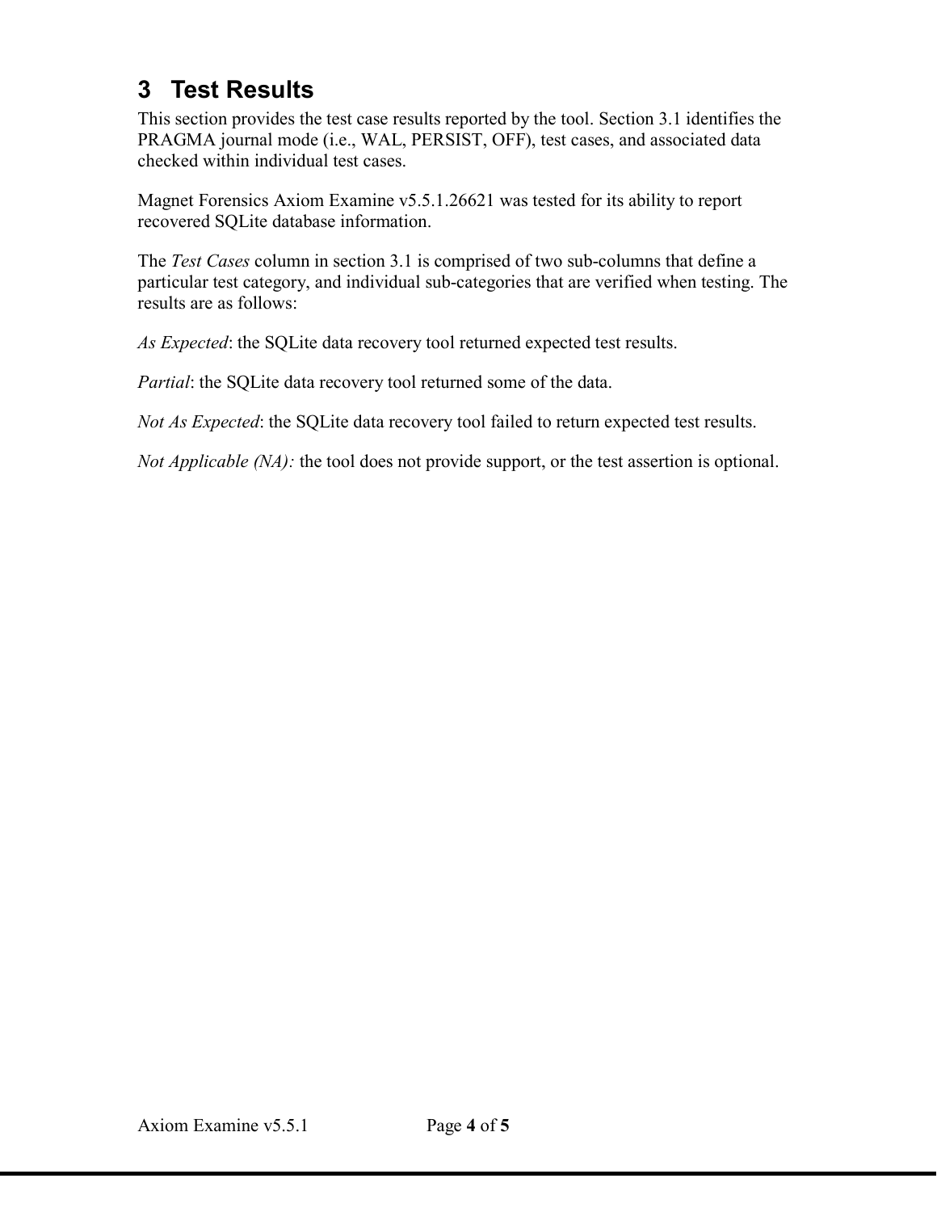# 3 Test Results

This section provides the test case results reported by the tool. Section 3.1 identifies the PRAGMA journal mode (i.e., WAL, PERSIST, OFF), test cases, and associated data checked within individual test cases.

Magnet Forensics Axiom Examine v5.5.1.26621 was tested for its ability to report recovered SQLite database information.

The *Test Cases* column in section 3.1 is comprised of two sub-columns that define a particular test category, and individual sub-categories that are verified when testing. The results are as follows:

*As Expected*: the SQLite data recovery tool returned expected test results.

*Partial*: the SQLite data recovery tool returned some of the data.

*Not As Expected*: the SQLite data recovery tool failed to return expected test results.

*Not Applicable (NA):* the tool does not provide support, or the test assertion is optional.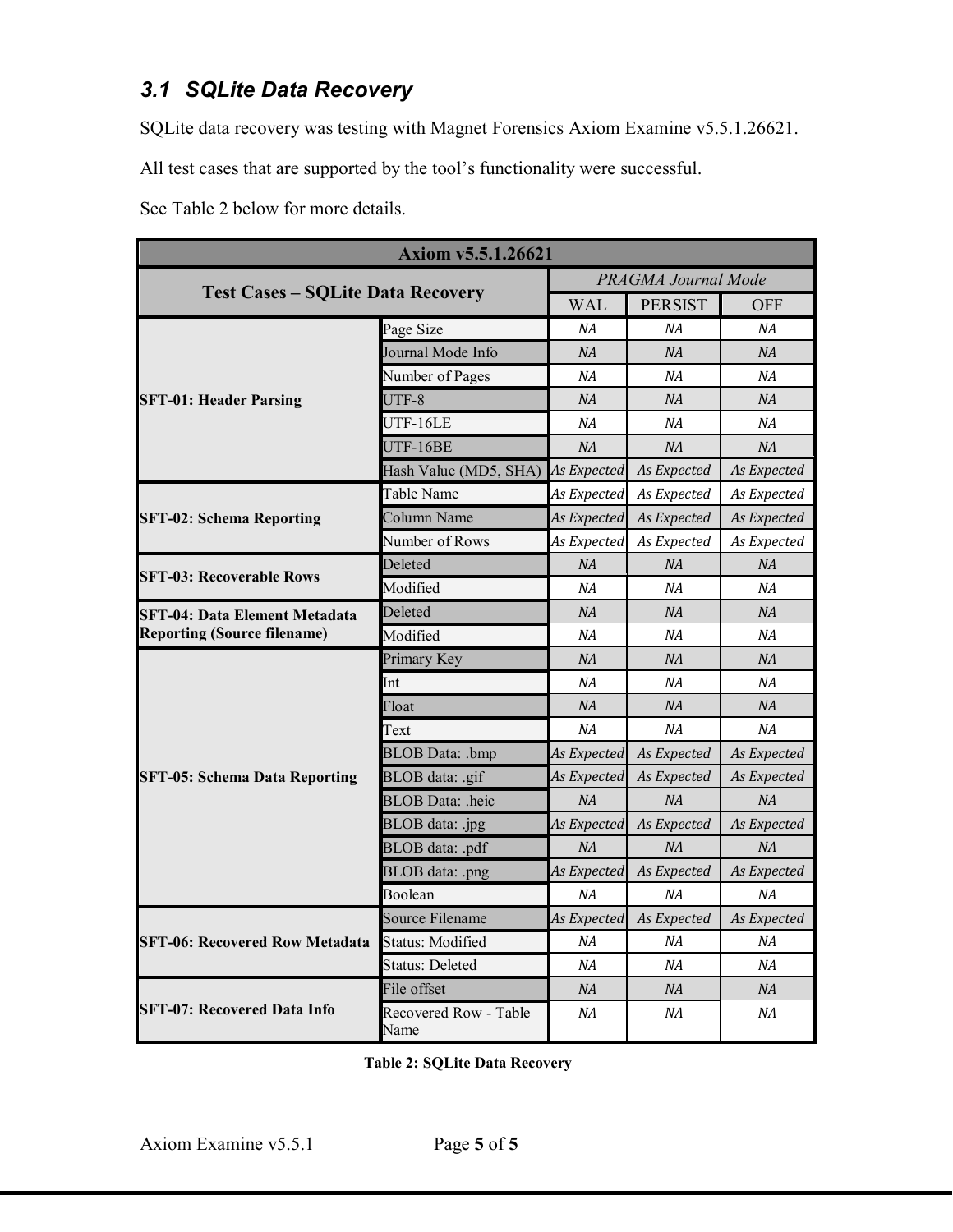### 3.1 SQLite Data Recovery

SQLite data recovery was testing with Magnet Forensics Axiom Examine v5.5.1.26621.

All test cases that are supported by the tool's functionality were successful.

See Table 2 below for more details.

| **Axiom v5.5.1.26621** | | | | |
|---|---|---|---|---|
| **Test Cases – SQLite Data Recovery** | | *PRAGMA Journal Mode* | | |
| | | WAL | PERSIST | OFF |
| **SFT-01: Header Parsing** | Page Size | *NA* | *NA* | *NA* |
| | Journal Mode Info | *NA* | *NA* | *NA* |
| | Number of Pages | *NA* | *NA* | *NA* |
| | UTF-8 | *NA* | *NA* | *NA* |
| | UTF-16LE | *NA* | *NA* | *NA* |
| | UTF-16BE | *NA* | *NA* | *NA* |
| | Hash Value (MD5, SHA) | *As Expected* | *As Expected* | *As Expected* |
| **SFT-02: Schema Reporting** | Table Name | *As Expected* | *As Expected* | *As Expected* |
| | Column Name | *As Expected* | *As Expected* | *As Expected* |
| | Number of Rows | *As Expected* | *As Expected* | *As Expected* |
| **SFT-03: Recoverable Rows** | Deleted | *NA* | *NA* | *NA* |
| | Modified | *NA* | *NA* | *NA* |
| **SFT-04: Data Element Metadata Reporting (Source filename)** | Deleted | *NA* | *NA* | *NA* |
| | Modified | *NA* | *NA* | *NA* |
| **SFT-05: Schema Data Reporting** | Primary Key | *NA* | *NA* | *NA* |
| | Int | *NA* | *NA* | *NA* |
| | Float | *NA* | *NA* | *NA* |
| | Text | *NA* | *NA* | *NA* |
| | BLOB Data: .bmp | *As Expected* | *As Expected* | *As Expected* |
| | BLOB data: .gif | *As Expected* | *As Expected* | *As Expected* |
| | BLOB Data: .heic | *NA* | *NA* | *NA* |
| | BLOB data: .jpg | *As Expected* | *As Expected* | *As Expected* |
| | BLOB data: .pdf | *NA* | *NA* | *NA* |
| | BLOB data: .png | *As Expected* | *As Expected* | *As Expected* |
| | Boolean | *NA* | *NA* | *NA* |
| **SFT-06: Recovered Row Metadata** | Source Filename | *As Expected* | *As Expected* | *As Expected* |
| | Status: Modified | *NA* | *NA* | *NA* |
| | Status: Deleted | *NA* | *NA* | *NA* |
| **SFT-07: Recovered Data Info** | File offset | *NA* | *NA* | *NA* |
| | Recovered Row - Table Name | *NA* | *NA* | *NA* |

**Table 2: SQLite Data Recovery**